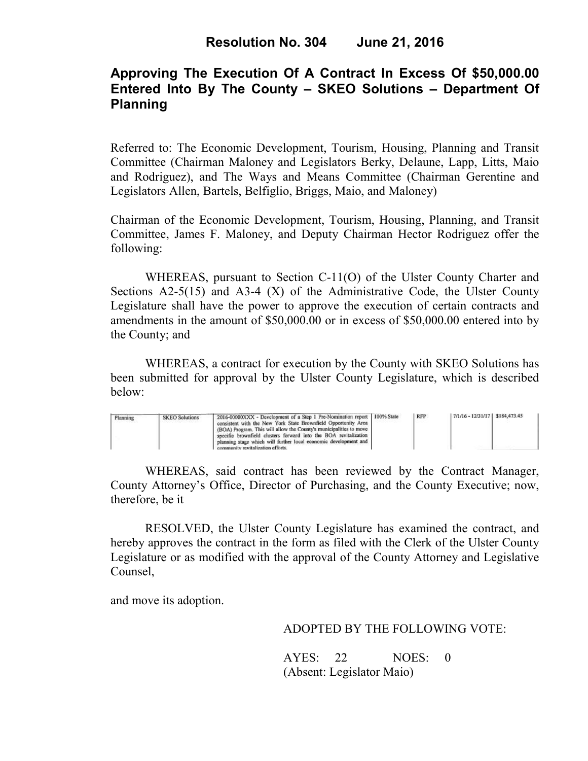# Resolution No. 304 June 21, 2016

## Approving The Execution Of A Contract In Excess Of $50,000.00 Entered Into By The County – SKEO Solutions – Department Of Planning

Referred to: The Economic Development, Tourism, Housing, Planning and Transit Committee (Chairman Maloney and Legislators Berky, Delaune, Lapp, Litts, Maio and Rodriguez), and The Ways and Means Committee (Chairman Gerentine and Legislators Allen, Bartels, Belfiglio, Briggs, Maio, and Maloney)

Chairman of the Economic Development, Tourism, Housing, Planning, and Transit Committee, James F. Maloney, and Deputy Chairman Hector Rodriguez offer the following:

WHEREAS, pursuant to Section C-11(O) of the Ulster County Charter and Sections A2-5(15) and A3-4 (X) of the Administrative Code, the Ulster County Legislature shall have the power to approve the execution of certain contracts and amendments in the amount of $50,000.00 or in excess of $50,000.00 entered into by the County; and

WHEREAS, a contract for execution by the County with SKEO Solutions has been submitted for approval by the Ulster County Legislature, which is described below:

| | | | | | | |
|---|---|---|---|---|---|---|
| Planning | SKEO Solutions | 2016-00000XXX - Development of a Step 1 Pre-Nomination report consistent with the New York State Brownfield Opportunity Area (BOA) Program. This will allow the County's municipalities to move specific brownfield clusters forward into the BOA revitalization planning stage which will further local economic development and community revitalization efforts. | 100% State | RFP | 7/1/16 - 12/31/17 | $184,473.45 |

WHEREAS, said contract has been reviewed by the Contract Manager, County Attorney's Office, Director of Purchasing, and the County Executive; now, therefore, be it

RESOLVED, the Ulster County Legislature has examined the contract, and hereby approves the contract in the form as filed with the Clerk of the Ulster County Legislature or as modified with the approval of the County Attorney and Legislative Counsel,

and move its adoption.

ADOPTED BY THE FOLLOWING VOTE:

AYES: 22 NOES: 0
(Absent: Legislator Maio)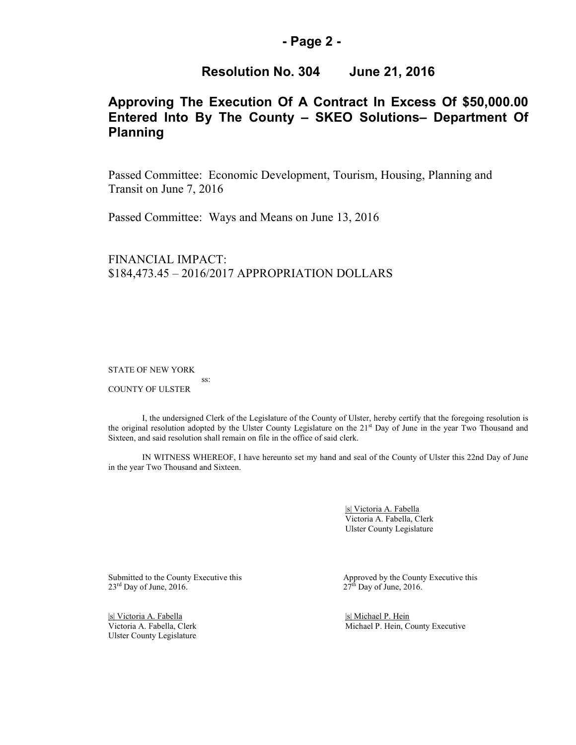## Resolution No. 304 June 21, 2016

## Approving The Execution Of A Contract In Excess Of $50,000.00 Entered Into By The County – SKEO Solutions– Department Of Planning

Passed Committee: Economic Development, Tourism, Housing, Planning and Transit on June 7, 2016

Passed Committee: Ways and Means on June 13, 2016

FINANCIAL IMPACT:
$184,473.45 – 2016/2017 APPROPRIATION DOLLARS

STATE OF NEW YORK
ss:
COUNTY OF ULSTER

I, the undersigned Clerk of the Legislature of the County of Ulster, hereby certify that the foregoing resolution is the original resolution adopted by the Ulster County Legislature on the 21st Day of June in the year Two Thousand and Sixteen, and said resolution shall remain on file in the office of said clerk.

IN WITNESS WHEREOF, I have hereunto set my hand and seal of the County of Ulster this 22nd Day of June in the year Two Thousand and Sixteen.

|s| Victoria A. Fabella
Victoria A. Fabella, Clerk
Ulster County Legislature

Submitted to the County Executive this 23rd Day of June, 2016.

|s| Victoria A. Fabella
Victoria A. Fabella, Clerk
Ulster County Legislature

Approved by the County Executive this 27th Day of June, 2016.

|s| Michael P. Hein
Michael P. Hein, County Executive